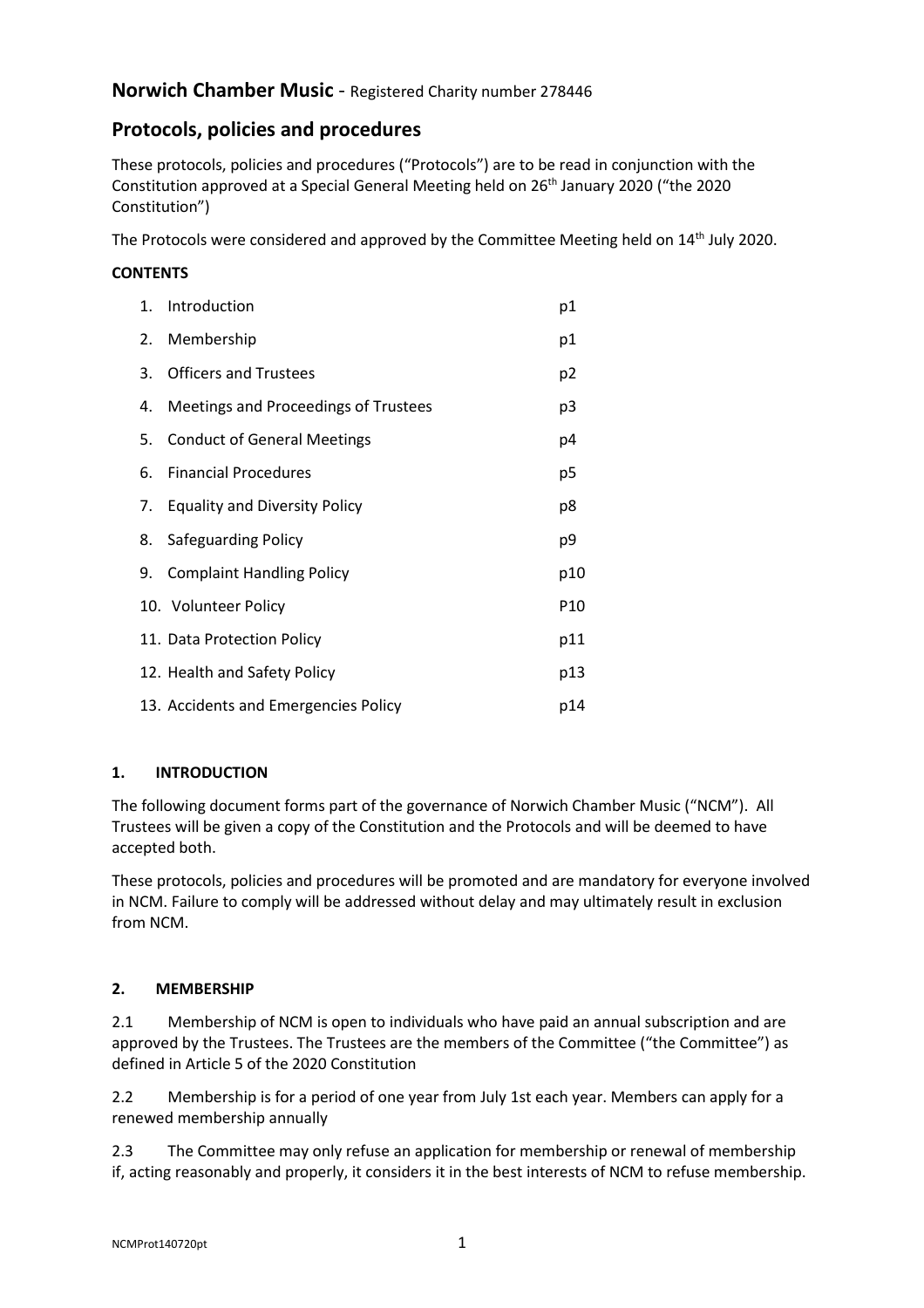## Norwich Chamber Music - Registered Charity number 278446

## Protocols, policies and procedures

These protocols, policies and procedures ("Protocols") are to be read in conjunction with the Constitution approved at a Special General Meeting held on 26th January 2020 ("the 2020 Constitution")

The Protocols were considered and approved by the Committee Meeting held on 14th July 2020.

**CONTENTS**

| | |
|---|---|
| 1. Introduction | p1 |
| 2. Membership | p1 |
| 3. Officers and Trustees | p2 |
| 4. Meetings and Proceedings of Trustees | p3 |
| 5. Conduct of General Meetings | p4 |
| 6. Financial Procedures | p5 |
| 7. Equality and Diversity Policy | p8 |
| 8. Safeguarding Policy | p9 |
| 9. Complaint Handling Policy | p10 |
| 10. Volunteer Policy | P10 |
| 11. Data Protection Policy | p11 |
| 12. Health and Safety Policy | p13 |
| 13. Accidents and Emergencies Policy | p14 |

### 1. INTRODUCTION

The following document forms part of the governance of Norwich Chamber Music ("NCM"). All Trustees will be given a copy of the Constitution and the Protocols and will be deemed to have accepted both.

These protocols, policies and procedures will be promoted and are mandatory for everyone involved in NCM. Failure to comply will be addressed without delay and may ultimately result in exclusion from NCM.

### 2. MEMBERSHIP

2.1 Membership of NCM is open to individuals who have paid an annual subscription and are approved by the Trustees. The Trustees are the members of the Committee ("the Committee") as defined in Article 5 of the 2020 Constitution

2.2 Membership is for a period of one year from July 1st each year. Members can apply for a renewed membership annually

2.3 The Committee may only refuse an application for membership or renewal of membership if, acting reasonably and properly, it considers it in the best interests of NCM to refuse membership.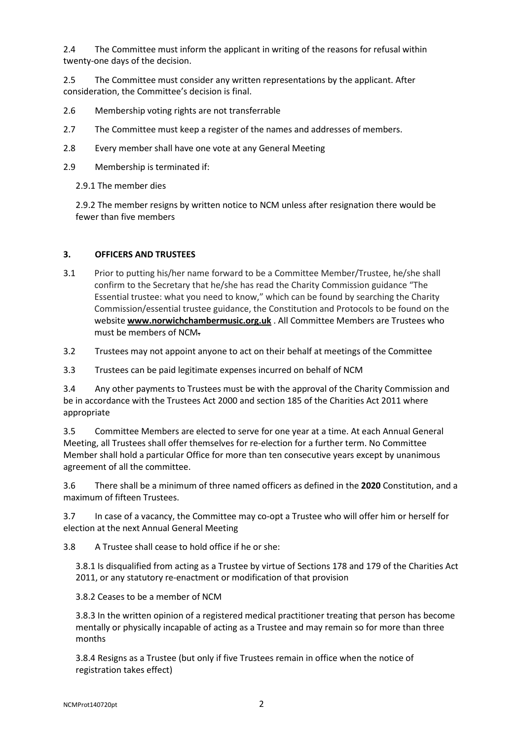2.4 The Committee must inform the applicant in writing of the reasons for refusal within twenty-one days of the decision.

2.5 The Committee must consider any written representations by the applicant. After consideration, the Committee's decision is final.

2.6 Membership voting rights are not transferrable

2.7 The Committee must keep a register of the names and addresses of members.

2.8 Every member shall have one vote at any General Meeting

2.9 Membership is terminated if:

2.9.1 The member dies

2.9.2 The member resigns by written notice to NCM unless after resignation there would be fewer than five members

### 3. OFFICERS AND TRUSTEES

3.1 Prior to putting his/her name forward to be a Committee Member/Trustee, he/she shall confirm to the Secretary that he/she has read the Charity Commission guidance "The Essential trustee: what you need to know," which can be found by searching the Charity Commission/essential trustee guidance, the Constitution and Protocols to be found on the website **www.norwichchambermusic.org.uk** . All Committee Members are Trustees who must be members of NCM.

3.2 Trustees may not appoint anyone to act on their behalf at meetings of the Committee

3.3 Trustees can be paid legitimate expenses incurred on behalf of NCM

3.4 Any other payments to Trustees must be with the approval of the Charity Commission and be in accordance with the Trustees Act 2000 and section 185 of the Charities Act 2011 where appropriate

3.5 Committee Members are elected to serve for one year at a time. At each Annual General Meeting, all Trustees shall offer themselves for re-election for a further term. No Committee Member shall hold a particular Office for more than ten consecutive years except by unanimous agreement of all the committee.

3.6 There shall be a minimum of three named officers as defined in the **2020** Constitution, and a maximum of fifteen Trustees.

3.7 In case of a vacancy, the Committee may co-opt a Trustee who will offer him or herself for election at the next Annual General Meeting

3.8 A Trustee shall cease to hold office if he or she:

3.8.1 Is disqualified from acting as a Trustee by virtue of Sections 178 and 179 of the Charities Act 2011, or any statutory re-enactment or modification of that provision

3.8.2 Ceases to be a member of NCM

3.8.3 In the written opinion of a registered medical practitioner treating that person has become mentally or physically incapable of acting as a Trustee and may remain so for more than three months

3.8.4 Resigns as a Trustee (but only if five Trustees remain in office when the notice of registration takes effect)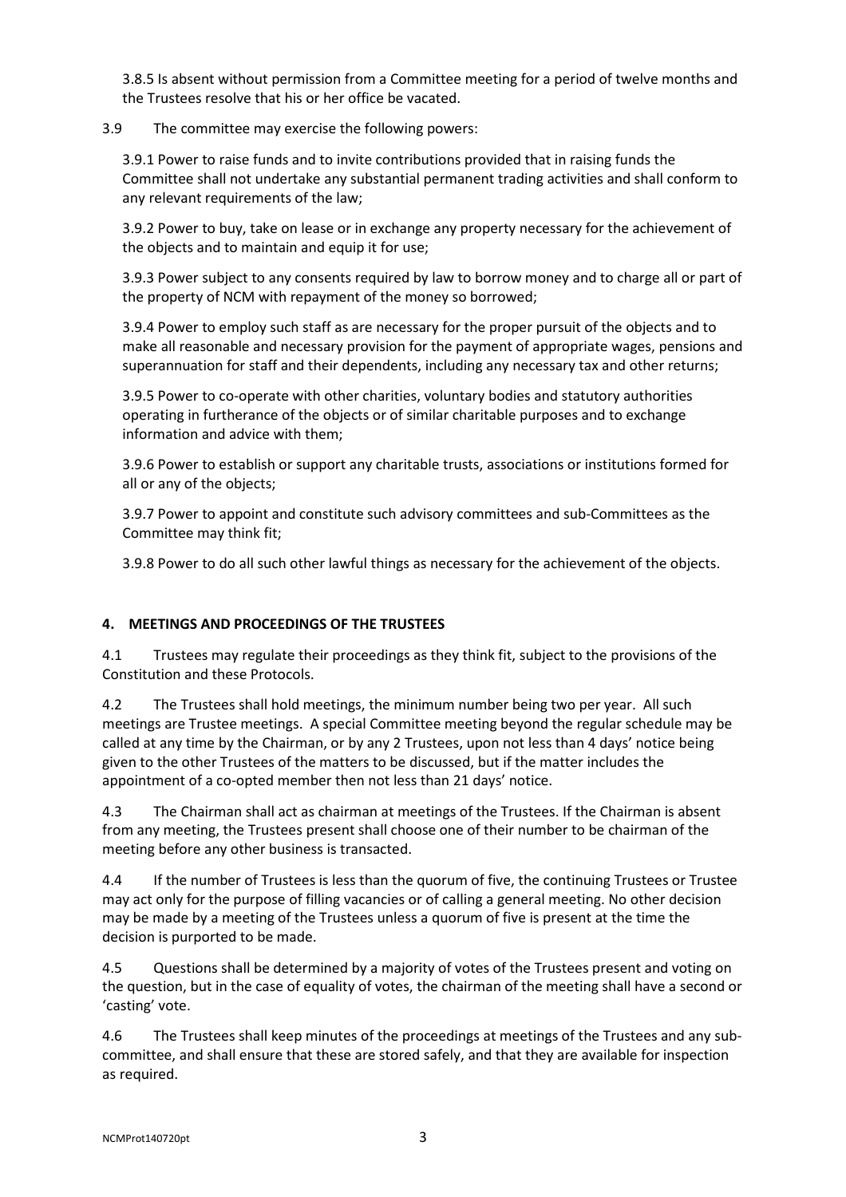3.8.5 Is absent without permission from a Committee meeting for a period of twelve months and the Trustees resolve that his or her office be vacated.

3.9 The committee may exercise the following powers:

3.9.1 Power to raise funds and to invite contributions provided that in raising funds the Committee shall not undertake any substantial permanent trading activities and shall conform to any relevant requirements of the law;

3.9.2 Power to buy, take on lease or in exchange any property necessary for the achievement of the objects and to maintain and equip it for use;

3.9.3 Power subject to any consents required by law to borrow money and to charge all or part of the property of NCM with repayment of the money so borrowed;

3.9.4 Power to employ such staff as are necessary for the proper pursuit of the objects and to make all reasonable and necessary provision for the payment of appropriate wages, pensions and superannuation for staff and their dependents, including any necessary tax and other returns;

3.9.5 Power to co-operate with other charities, voluntary bodies and statutory authorities operating in furtherance of the objects or of similar charitable purposes and to exchange information and advice with them;

3.9.6 Power to establish or support any charitable trusts, associations or institutions formed for all or any of the objects;

3.9.7 Power to appoint and constitute such advisory committees and sub-Committees as the Committee may think fit;

3.9.8 Power to do all such other lawful things as necessary for the achievement of the objects.

## 4. MEETINGS AND PROCEEDINGS OF THE TRUSTEES

4.1 Trustees may regulate their proceedings as they think fit, subject to the provisions of the Constitution and these Protocols.

4.2 The Trustees shall hold meetings, the minimum number being two per year. All such meetings are Trustee meetings. A special Committee meeting beyond the regular schedule may be called at any time by the Chairman, or by any 2 Trustees, upon not less than 4 days' notice being given to the other Trustees of the matters to be discussed, but if the matter includes the appointment of a co-opted member then not less than 21 days' notice.

4.3 The Chairman shall act as chairman at meetings of the Trustees. If the Chairman is absent from any meeting, the Trustees present shall choose one of their number to be chairman of the meeting before any other business is transacted.

4.4 If the number of Trustees is less than the quorum of five, the continuing Trustees or Trustee may act only for the purpose of filling vacancies or of calling a general meeting. No other decision may be made by a meeting of the Trustees unless a quorum of five is present at the time the decision is purported to be made.

4.5 Questions shall be determined by a majority of votes of the Trustees present and voting on the question, but in the case of equality of votes, the chairman of the meeting shall have a second or 'casting' vote.

4.6 The Trustees shall keep minutes of the proceedings at meetings of the Trustees and any sub-committee, and shall ensure that these are stored safely, and that they are available for inspection as required.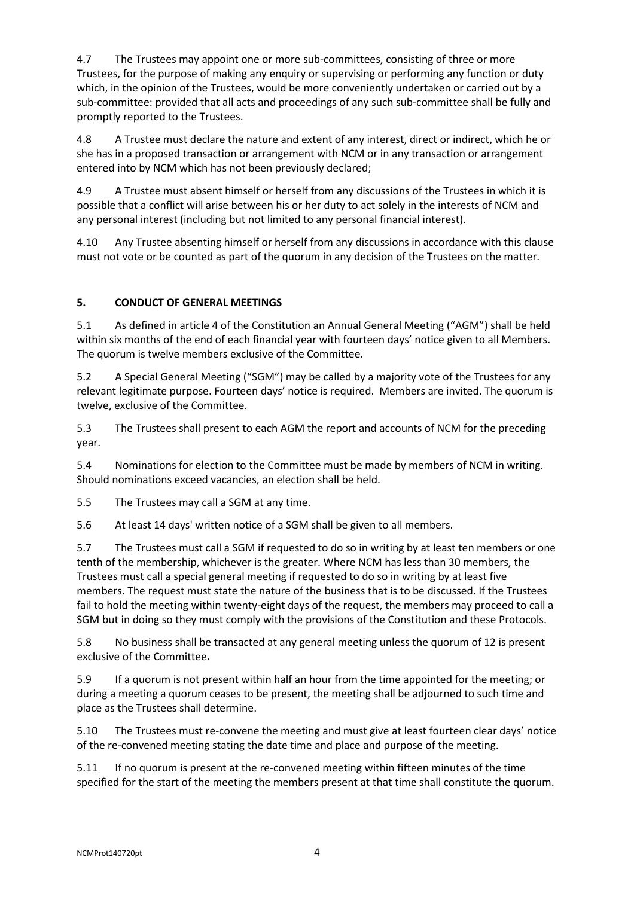4.7 The Trustees may appoint one or more sub-committees, consisting of three or more Trustees, for the purpose of making any enquiry or supervising or performing any function or duty which, in the opinion of the Trustees, would be more conveniently undertaken or carried out by a sub-committee: provided that all acts and proceedings of any such sub-committee shall be fully and promptly reported to the Trustees.

4.8 A Trustee must declare the nature and extent of any interest, direct or indirect, which he or she has in a proposed transaction or arrangement with NCM or in any transaction or arrangement entered into by NCM which has not been previously declared;

4.9 A Trustee must absent himself or herself from any discussions of the Trustees in which it is possible that a conflict will arise between his or her duty to act solely in the interests of NCM and any personal interest (including but not limited to any personal financial interest).

4.10 Any Trustee absenting himself or herself from any discussions in accordance with this clause must not vote or be counted as part of the quorum in any decision of the Trustees on the matter.

## 5. CONDUCT OF GENERAL MEETINGS

5.1 As defined in article 4 of the Constitution an Annual General Meeting ("AGM") shall be held within six months of the end of each financial year with fourteen days' notice given to all Members. The quorum is twelve members exclusive of the Committee.

5.2 A Special General Meeting ("SGM") may be called by a majority vote of the Trustees for any relevant legitimate purpose. Fourteen days' notice is required. Members are invited. The quorum is twelve, exclusive of the Committee.

5.3 The Trustees shall present to each AGM the report and accounts of NCM for the preceding year.

5.4 Nominations for election to the Committee must be made by members of NCM in writing. Should nominations exceed vacancies, an election shall be held.

5.5 The Trustees may call a SGM at any time.

5.6 At least 14 days' written notice of a SGM shall be given to all members.

5.7 The Trustees must call a SGM if requested to do so in writing by at least ten members or one tenth of the membership, whichever is the greater. Where NCM has less than 30 members, the Trustees must call a special general meeting if requested to do so in writing by at least five members. The request must state the nature of the business that is to be discussed. If the Trustees fail to hold the meeting within twenty-eight days of the request, the members may proceed to call a SGM but in doing so they must comply with the provisions of the Constitution and these Protocols.

5.8 No business shall be transacted at any general meeting unless the quorum of 12 is present exclusive of the Committee**.**

5.9 If a quorum is not present within half an hour from the time appointed for the meeting; or during a meeting a quorum ceases to be present, the meeting shall be adjourned to such time and place as the Trustees shall determine.

5.10 The Trustees must re-convene the meeting and must give at least fourteen clear days' notice of the re-convened meeting stating the date time and place and purpose of the meeting.

5.11 If no quorum is present at the re-convened meeting within fifteen minutes of the time specified for the start of the meeting the members present at that time shall constitute the quorum.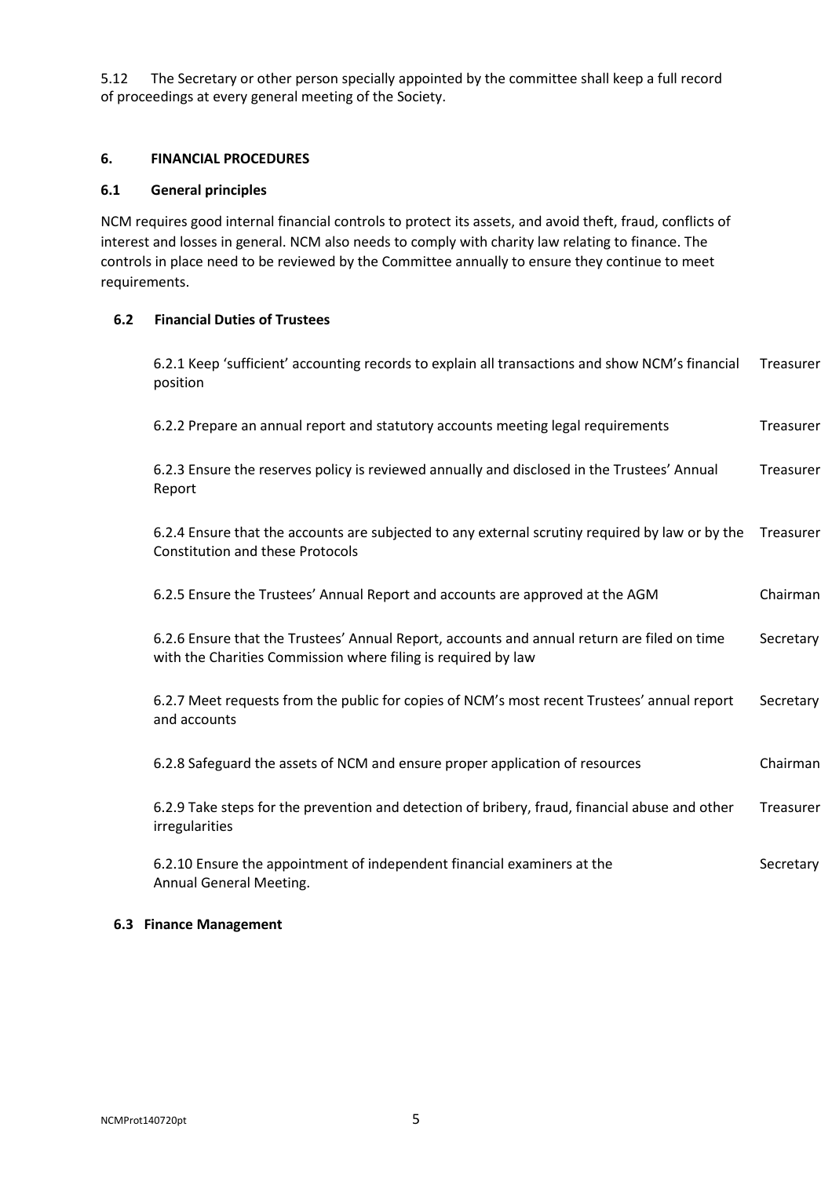5.12 The Secretary or other person specially appointed by the committee shall keep a full record of proceedings at every general meeting of the Society.

## 6. FINANCIAL PROCEDURES

### 6.1 General principles

NCM requires good internal financial controls to protect its assets, and avoid theft, fraud, conflicts of interest and losses in general. NCM also needs to comply with charity law relating to finance. The controls in place need to be reviewed by the Committee annually to ensure they continue to meet requirements.

### 6.2 Financial Duties of Trustees

| | |
|---|---|
| 6.2.1 Keep 'sufficient' accounting records to explain all transactions and show NCM's financial position | Treasurer |
| 6.2.2 Prepare an annual report and statutory accounts meeting legal requirements | Treasurer |
| 6.2.3 Ensure the reserves policy is reviewed annually and disclosed in the Trustees' Annual Report | Treasurer |
| 6.2.4 Ensure that the accounts are subjected to any external scrutiny required by law or by the Constitution and these Protocols | Treasurer |
| 6.2.5 Ensure the Trustees' Annual Report and accounts are approved at the AGM | Chairman |
| 6.2.6 Ensure that the Trustees' Annual Report, accounts and annual return are filed on time with the Charities Commission where filing is required by law | Secretary |
| 6.2.7 Meet requests from the public for copies of NCM's most recent Trustees' annual report and accounts | Secretary |
| 6.2.8 Safeguard the assets of NCM and ensure proper application of resources | Chairman |
| 6.2.9 Take steps for the prevention and detection of bribery, fraud, financial abuse and other irregularities | Treasurer |
| 6.2.10 Ensure the appointment of independent financial examiners at the Annual General Meeting. | Secretary |

### 6.3 Finance Management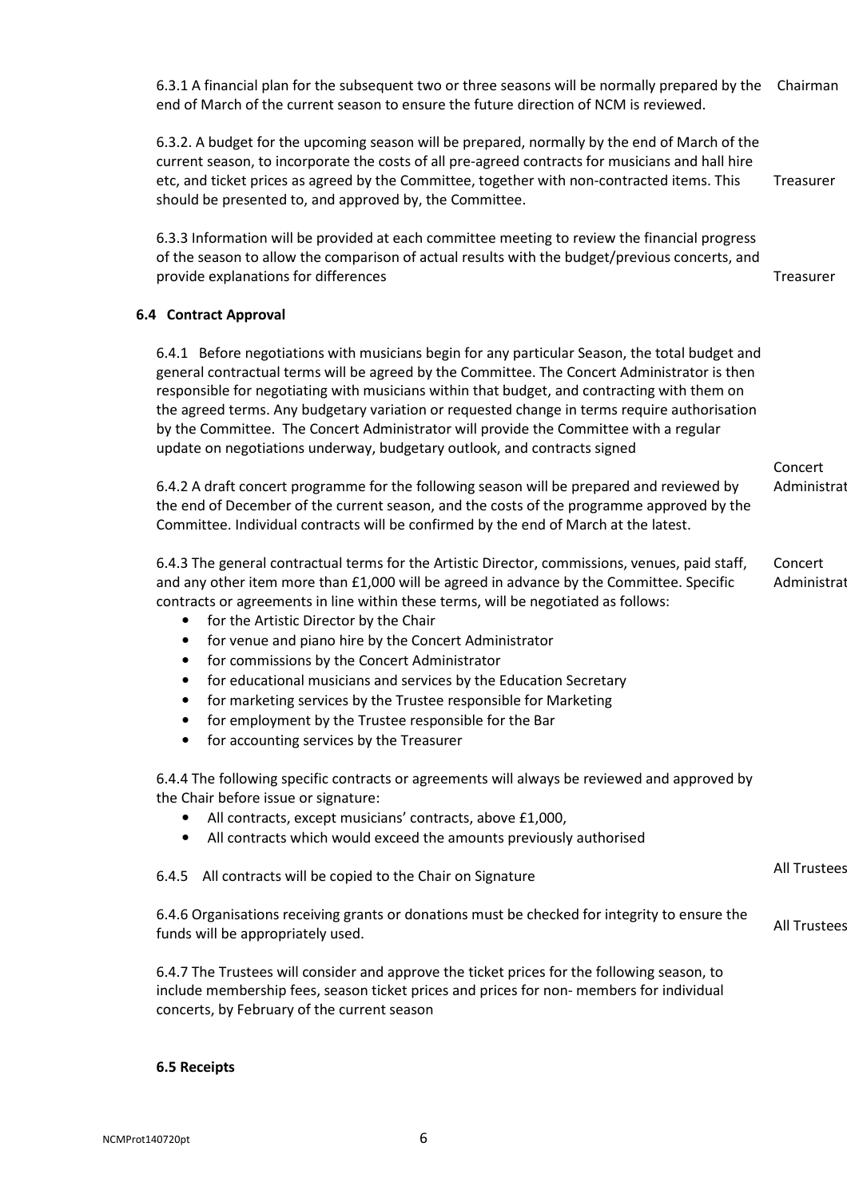6.3.1 A financial plan for the subsequent two or three seasons will be normally prepared by the end of March of the current season to ensure the future direction of NCM is reviewed. — Chairman

6.3.2. A budget for the upcoming season will be prepared, normally by the end of March of the current season, to incorporate the costs of all pre-agreed contracts for musicians and hall hire etc, and ticket prices as agreed by the Committee, together with non-contracted items. This should be presented to, and approved by, the Committee. — Treasurer

6.3.3 Information will be provided at each committee meeting to review the financial progress of the season to allow the comparison of actual results with the budget/previous concerts, and provide explanations for differences — Treasurer

### 6.4 Contract Approval

6.4.1 Before negotiations with musicians begin for any particular Season, the total budget and general contractual terms will be agreed by the Committee. The Concert Administrator is then responsible for negotiating with musicians within that budget, and contracting with them on the agreed terms. Any budgetary variation or requested change in terms require authorisation by the Committee. The Concert Administrator will provide the Committee with a regular update on negotiations underway, budgetary outlook, and contracts signed — Concert Administrator

6.4.2 A draft concert programme for the following season will be prepared and reviewed by the end of December of the current season, and the costs of the programme approved by the Committee. Individual contracts will be confirmed by the end of March at the latest.

6.4.3 The general contractual terms for the Artistic Director, commissions, venues, paid staff, and any other item more than £1,000 will be agreed in advance by the Committee. Specific contracts or agreements in line within these terms, will be negotiated as follows: — Concert Administrator

- for the Artistic Director by the Chair
- for venue and piano hire by the Concert Administrator
- for commissions by the Concert Administrator
- for educational musicians and services by the Education Secretary
- for marketing services by the Trustee responsible for Marketing
- for employment by the Trustee responsible for the Bar
- for accounting services by the Treasurer

6.4.4 The following specific contracts or agreements will always be reviewed and approved by the Chair before issue or signature:

- All contracts, except musicians' contracts, above £1,000,
- All contracts which would exceed the amounts previously authorised

6.4.5 All contracts will be copied to the Chair on Signature — All Trustees

6.4.6 Organisations receiving grants or donations must be checked for integrity to ensure the funds will be appropriately used. — All Trustees

6.4.7 The Trustees will consider and approve the ticket prices for the following season, to include membership fees, season ticket prices and prices for non- members for individual concerts, by February of the current season

### 6.5 Receipts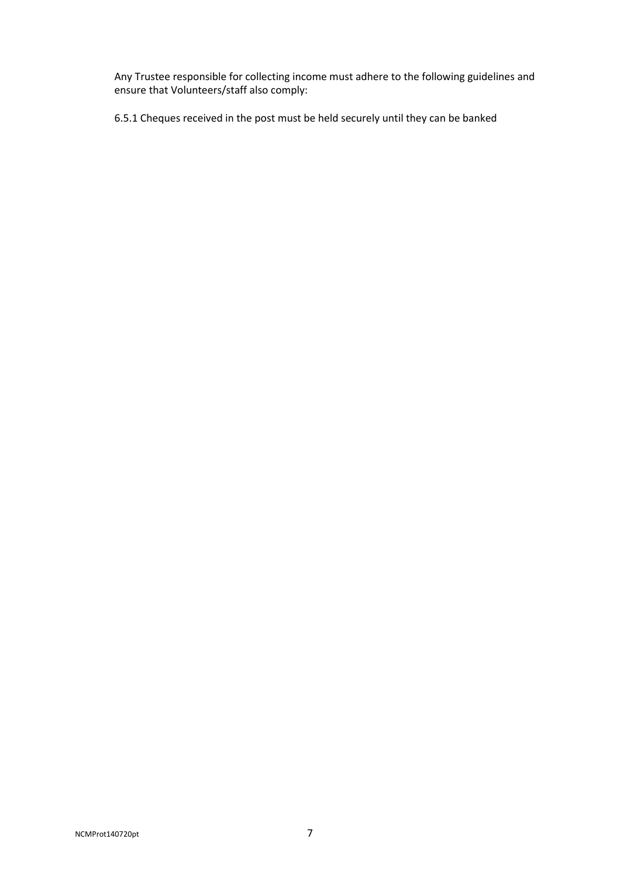Any Trustee responsible for collecting income must adhere to the following guidelines and ensure that Volunteers/staff also comply:

6.5.1 Cheques received in the post must be held securely until they can be banked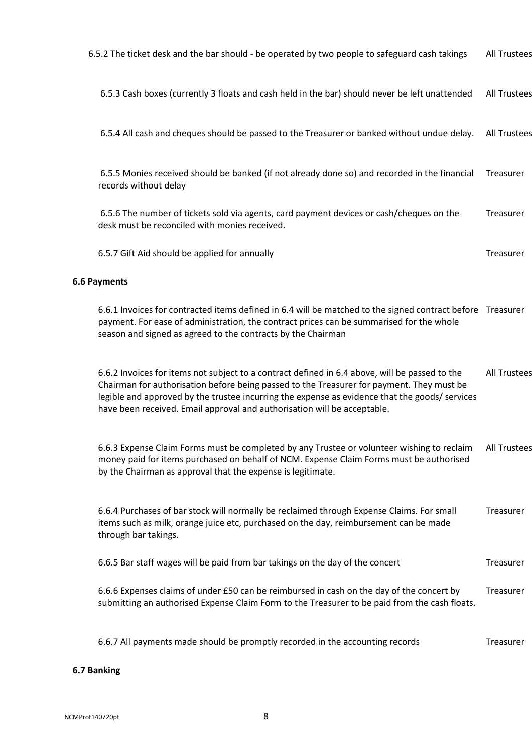| | |
|---|---|
| 6.5.2 The ticket desk and the bar should - be operated by two people to safeguard cash takings | All Trustees |
| 6.5.3 Cash boxes (currently 3 floats and cash held in the bar) should never be left unattended | All Trustees |
| 6.5.4 All cash and cheques should be passed to the Treasurer or banked without undue delay. | All Trustees |
| 6.5.5 Monies received should be banked (if not already done so) and recorded in the financial records without delay | Treasurer |
| 6.5.6 The number of tickets sold via agents, card payment devices or cash/cheques on the desk must be reconciled with monies received. | Treasurer |
| 6.5.7 Gift Aid should be applied for annually | Treasurer |

**6.6 Payments**

| | |
|---|---|
| 6.6.1 Invoices for contracted items defined in 6.4 will be matched to the signed contract before payment. For ease of administration, the contract prices can be summarised for the whole season and signed as agreed to the contracts by the Chairman | Treasurer |
| 6.6.2 Invoices for items not subject to a contract defined in 6.4 above, will be passed to the Chairman for authorisation before being passed to the Treasurer for payment. They must be legible and approved by the trustee incurring the expense as evidence that the goods/ services have been received. Email approval and authorisation will be acceptable. | All Trustees |
| 6.6.3 Expense Claim Forms must be completed by any Trustee or volunteer wishing to reclaim money paid for items purchased on behalf of NCM. Expense Claim Forms must be authorised by the Chairman as approval that the expense is legitimate. | All Trustees |
| 6.6.4 Purchases of bar stock will normally be reclaimed through Expense Claims. For small items such as milk, orange juice etc, purchased on the day, reimbursement can be made through bar takings. | Treasurer |
| 6.6.5 Bar staff wages will be paid from bar takings on the day of the concert | Treasurer |
| 6.6.6 Expenses claims of under £50 can be reimbursed in cash on the day of the concert by submitting an authorised Expense Claim Form to the Treasurer to be paid from the cash floats. | Treasurer |
| 6.6.7 All payments made should be promptly recorded in the accounting records | Treasurer |

**6.7 Banking**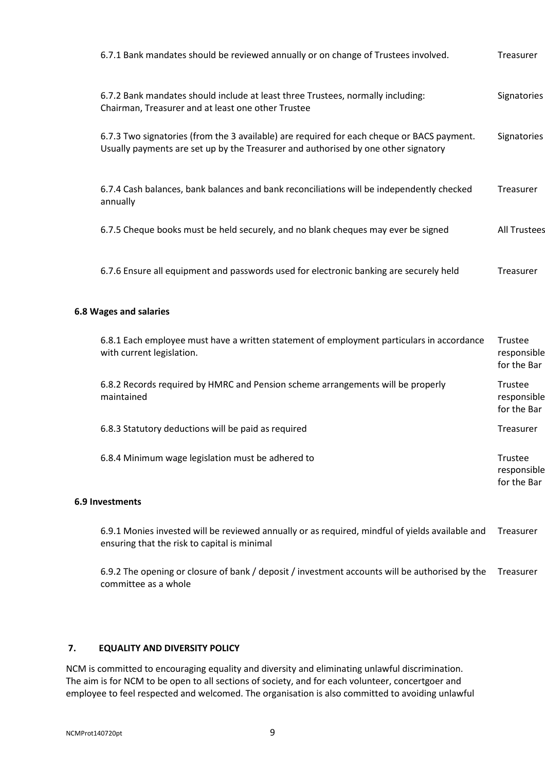| | |
|---|---|
| 6.7.1 Bank mandates should be reviewed annually or on change of Trustees involved. | Treasurer |
| 6.7.2 Bank mandates should include at least three Trustees, normally including: Chairman, Treasurer and at least one other Trustee | Signatories |
| 6.7.3 Two signatories (from the 3 available) are required for each cheque or BACS payment. Usually payments are set up by the Treasurer and authorised by one other signatory | Signatories |
| 6.7.4 Cash balances, bank balances and bank reconciliations will be independently checked annually | Treasurer |
| 6.7.5 Cheque books must be held securely, and no blank cheques may ever be signed | All Trustees |
| 6.7.6 Ensure all equipment and passwords used for electronic banking are securely held | Treasurer |

**6.8 Wages and salaries**

| | |
|---|---|
| 6.8.1 Each employee must have a written statement of employment particulars in accordance with current legislation. | Trustee responsible for the Bar |
| 6.8.2 Records required by HMRC and Pension scheme arrangements will be properly maintained | Trustee responsible for the Bar |
| 6.8.3 Statutory deductions will be paid as required | Treasurer |
| 6.8.4 Minimum wage legislation must be adhered to | Trustee responsible for the Bar |

**6.9 Investments**

| | |
|---|---|
| 6.9.1 Monies invested will be reviewed annually or as required, mindful of yields available and ensuring that the risk to capital is minimal | Treasurer |
| 6.9.2 The opening or closure of bank / deposit / investment accounts will be authorised by the committee as a whole | Treasurer |

## 7. EQUALITY AND DIVERSITY POLICY

NCM is committed to encouraging equality and diversity and eliminating unlawful discrimination. The aim is for NCM to be open to all sections of society, and for each volunteer, concertgoer and employee to feel respected and welcomed. The organisation is also committed to avoiding unlawful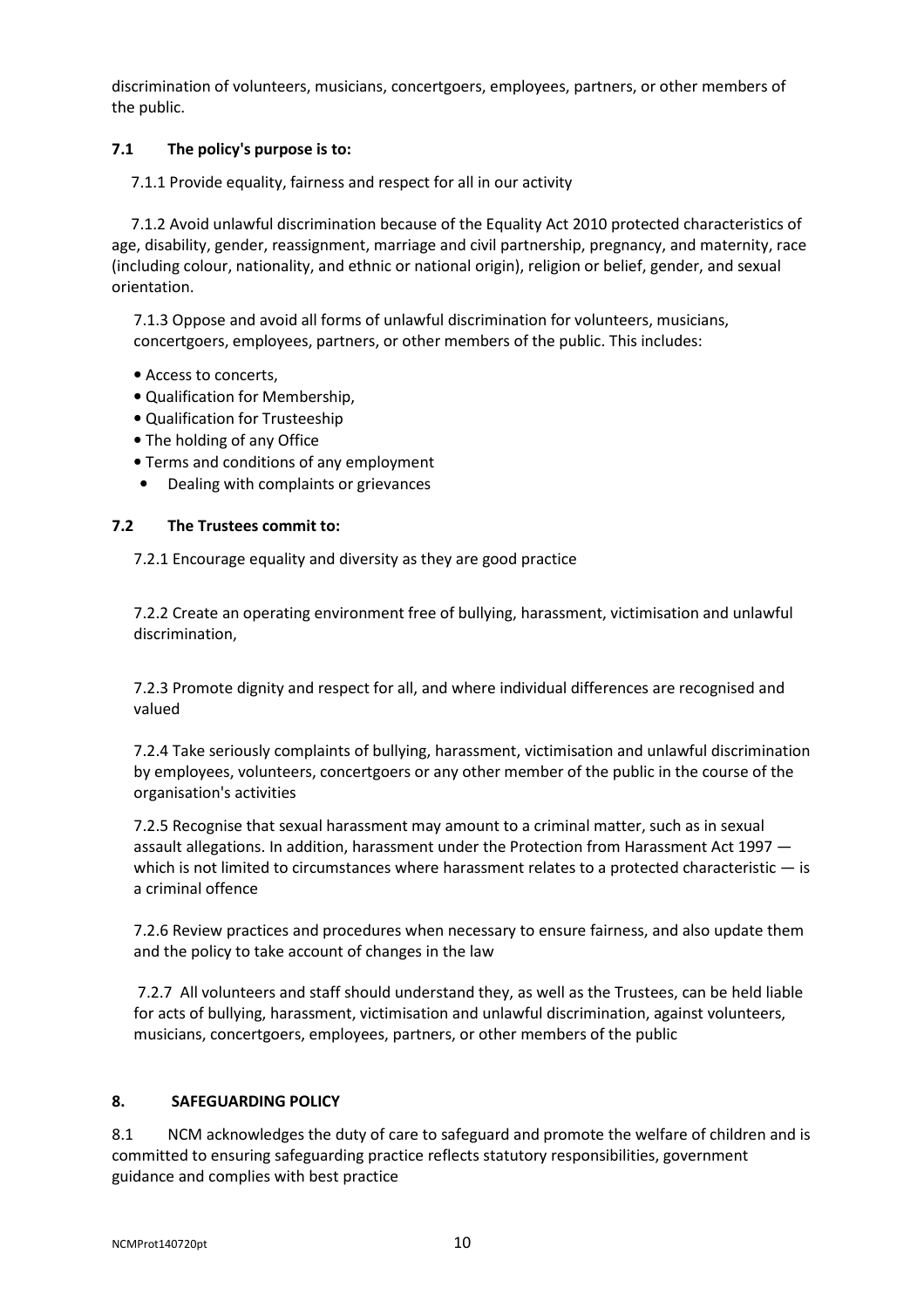discrimination of volunteers, musicians, concertgoers, employees, partners, or other members of the public.

**7.1 The policy's purpose is to:**

7.1.1 Provide equality, fairness and respect for all in our activity

7.1.2 Avoid unlawful discrimination because of the Equality Act 2010 protected characteristics of age, disability, gender, reassignment, marriage and civil partnership, pregnancy, and maternity, race (including colour, nationality, and ethnic or national origin), religion or belief, gender, and sexual orientation.

7.1.3 Oppose and avoid all forms of unlawful discrimination for volunteers, musicians, concertgoers, employees, partners, or other members of the public. This includes:

- Access to concerts,
- Qualification for Membership,
- Qualification for Trusteeship
- The holding of any Office
- Terms and conditions of any employment
- Dealing with complaints or grievances

**7.2 The Trustees commit to:**

7.2.1 Encourage equality and diversity as they are good practice

7.2.2 Create an operating environment free of bullying, harassment, victimisation and unlawful discrimination,

7.2.3 Promote dignity and respect for all, and where individual differences are recognised and valued

7.2.4 Take seriously complaints of bullying, harassment, victimisation and unlawful discrimination by employees, volunteers, concertgoers or any other member of the public in the course of the organisation's activities

7.2.5 Recognise that sexual harassment may amount to a criminal matter, such as in sexual assault allegations. In addition, harassment under the Protection from Harassment Act 1997 — which is not limited to circumstances where harassment relates to a protected characteristic — is a criminal offence

7.2.6 Review practices and procedures when necessary to ensure fairness, and also update them and the policy to take account of changes in the law

7.2.7 All volunteers and staff should understand they, as well as the Trustees, can be held liable for acts of bullying, harassment, victimisation and unlawful discrimination, against volunteers, musicians, concertgoers, employees, partners, or other members of the public

## 8. SAFEGUARDING POLICY

8.1 NCM acknowledges the duty of care to safeguard and promote the welfare of children and is committed to ensuring safeguarding practice reflects statutory responsibilities, government guidance and complies with best practice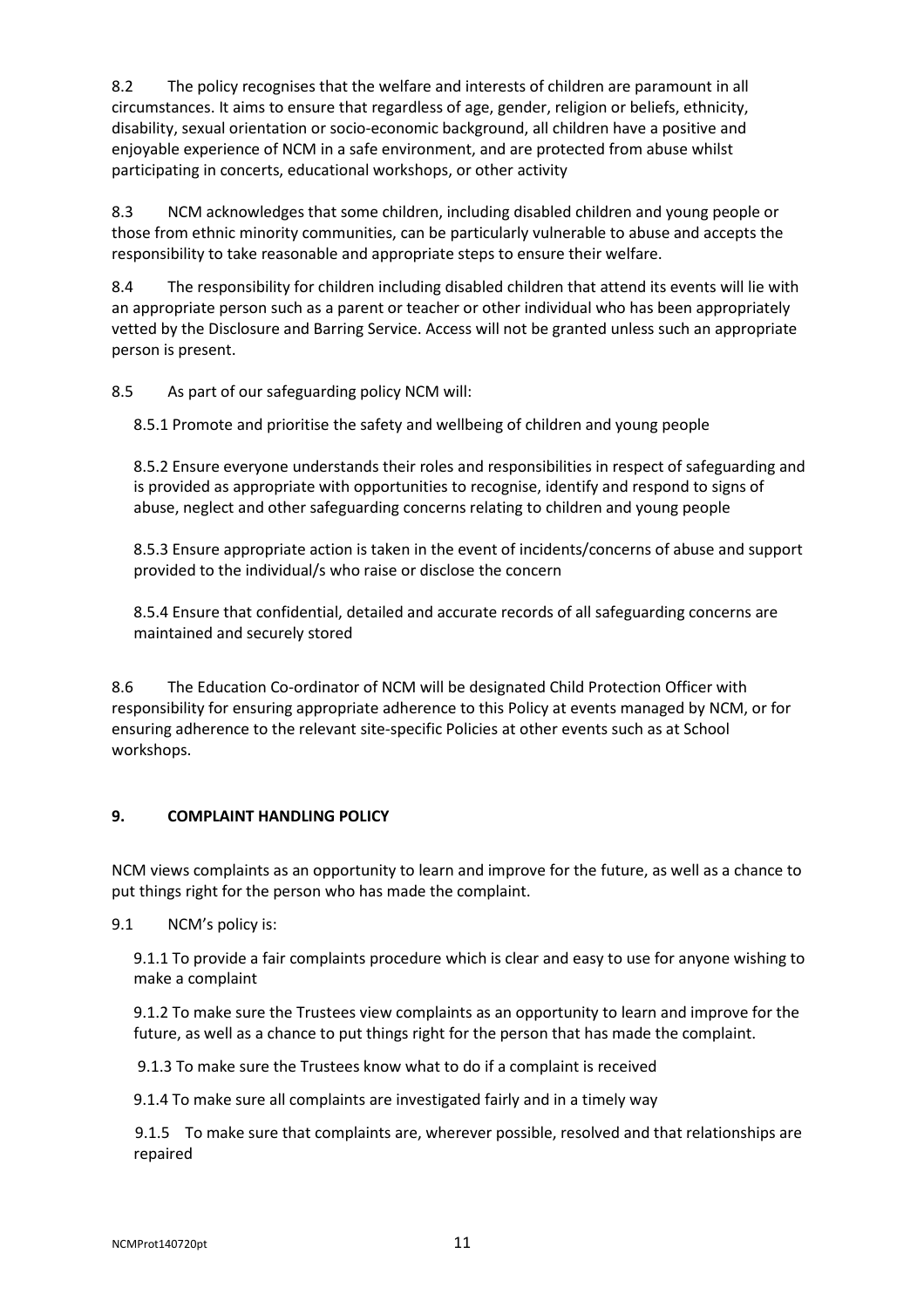8.2 The policy recognises that the welfare and interests of children are paramount in all circumstances. It aims to ensure that regardless of age, gender, religion or beliefs, ethnicity, disability, sexual orientation or socio-economic background, all children have a positive and enjoyable experience of NCM in a safe environment, and are protected from abuse whilst participating in concerts, educational workshops, or other activity

8.3 NCM acknowledges that some children, including disabled children and young people or those from ethnic minority communities, can be particularly vulnerable to abuse and accepts the responsibility to take reasonable and appropriate steps to ensure their welfare.

8.4 The responsibility for children including disabled children that attend its events will lie with an appropriate person such as a parent or teacher or other individual who has been appropriately vetted by the Disclosure and Barring Service. Access will not be granted unless such an appropriate person is present.

8.5 As part of our safeguarding policy NCM will:

8.5.1 Promote and prioritise the safety and wellbeing of children and young people

8.5.2 Ensure everyone understands their roles and responsibilities in respect of safeguarding and is provided as appropriate with opportunities to recognise, identify and respond to signs of abuse, neglect and other safeguarding concerns relating to children and young people

8.5.3 Ensure appropriate action is taken in the event of incidents/concerns of abuse and support provided to the individual/s who raise or disclose the concern

8.5.4 Ensure that confidential, detailed and accurate records of all safeguarding concerns are maintained and securely stored

8.6 The Education Co-ordinator of NCM will be designated Child Protection Officer with responsibility for ensuring appropriate adherence to this Policy at events managed by NCM, or for ensuring adherence to the relevant site-specific Policies at other events such as at School workshops.

## 9. COMPLAINT HANDLING POLICY

NCM views complaints as an opportunity to learn and improve for the future, as well as a chance to put things right for the person who has made the complaint.

9.1 NCM's policy is:

9.1.1 To provide a fair complaints procedure which is clear and easy to use for anyone wishing to make a complaint

9.1.2 To make sure the Trustees view complaints as an opportunity to learn and improve for the future, as well as a chance to put things right for the person that has made the complaint.

9.1.3 To make sure the Trustees know what to do if a complaint is received

9.1.4 To make sure all complaints are investigated fairly and in a timely way

9.1.5 To make sure that complaints are, wherever possible, resolved and that relationships are repaired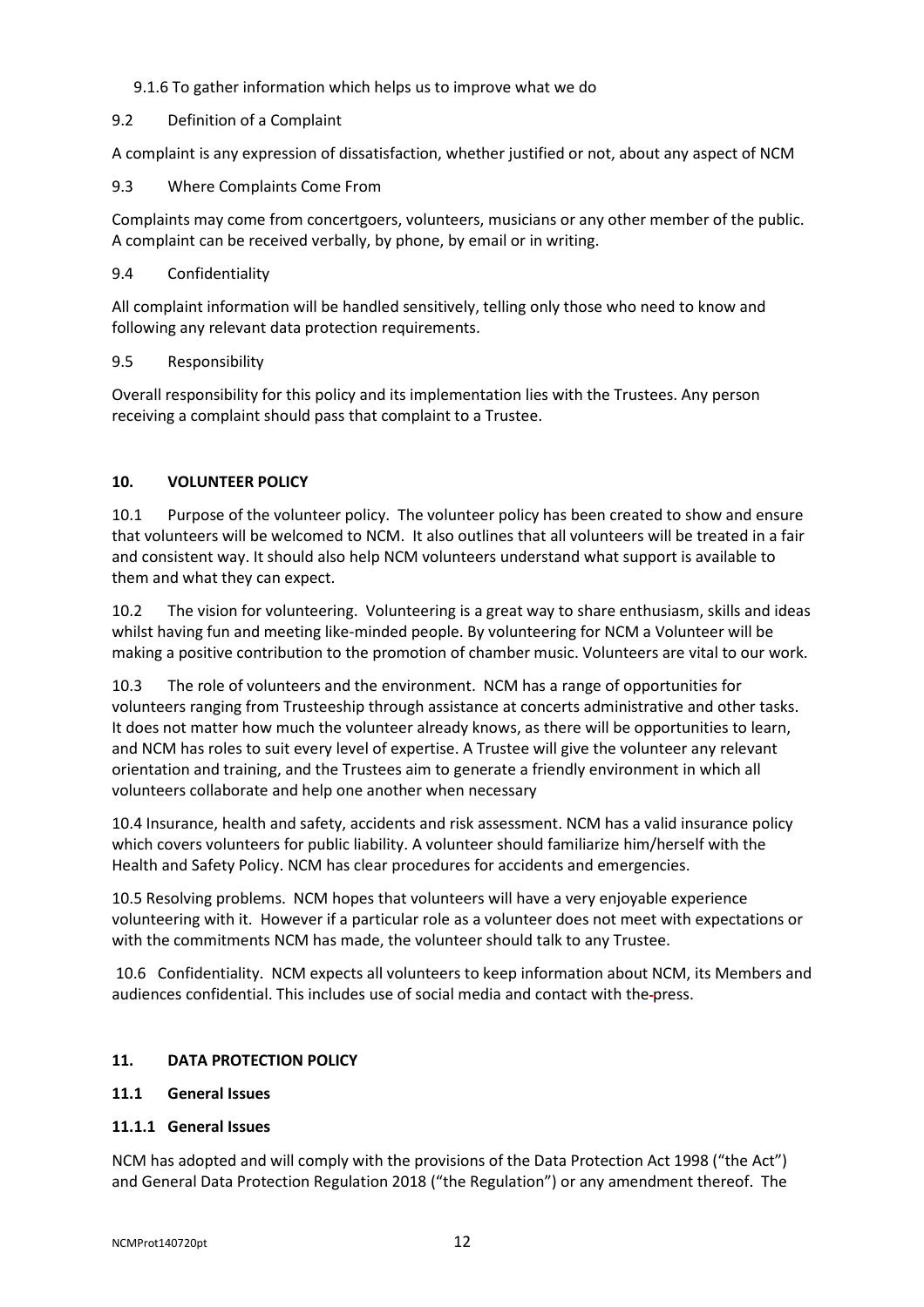9.1.6 To gather information which helps us to improve what we do

9.2 Definition of a Complaint

A complaint is any expression of dissatisfaction, whether justified or not, about any aspect of NCM

9.3 Where Complaints Come From

Complaints may come from concertgoers, volunteers, musicians or any other member of the public. A complaint can be received verbally, by phone, by email or in writing.

9.4 Confidentiality

All complaint information will be handled sensitively, telling only those who need to know and following any relevant data protection requirements.

9.5 Responsibility

Overall responsibility for this policy and its implementation lies with the Trustees. Any person receiving a complaint should pass that complaint to a Trustee.

## 10. VOLUNTEER POLICY

10.1 Purpose of the volunteer policy. The volunteer policy has been created to show and ensure that volunteers will be welcomed to NCM. It also outlines that all volunteers will be treated in a fair and consistent way. It should also help NCM volunteers understand what support is available to them and what they can expect.

10.2 The vision for volunteering. Volunteering is a great way to share enthusiasm, skills and ideas whilst having fun and meeting like-minded people. By volunteering for NCM a Volunteer will be making a positive contribution to the promotion of chamber music. Volunteers are vital to our work.

10.3 The role of volunteers and the environment. NCM has a range of opportunities for volunteers ranging from Trusteeship through assistance at concerts administrative and other tasks. It does not matter how much the volunteer already knows, as there will be opportunities to learn, and NCM has roles to suit every level of expertise. A Trustee will give the volunteer any relevant orientation and training, and the Trustees aim to generate a friendly environment in which all volunteers collaborate and help one another when necessary

10.4 Insurance, health and safety, accidents and risk assessment. NCM has a valid insurance policy which covers volunteers for public liability. A volunteer should familiarize him/herself with the Health and Safety Policy. NCM has clear procedures for accidents and emergencies.

10.5 Resolving problems. NCM hopes that volunteers will have a very enjoyable experience volunteering with it. However if a particular role as a volunteer does not meet with expectations or with the commitments NCM has made, the volunteer should talk to any Trustee.

10.6 Confidentiality. NCM expects all volunteers to keep information about NCM, its Members and audiences confidential. This includes use of social media and contact with the press.

## 11. DATA PROTECTION POLICY

### 11.1 General Issues

#### 11.1.1 General Issues

NCM has adopted and will comply with the provisions of the Data Protection Act 1998 ("the Act") and General Data Protection Regulation 2018 ("the Regulation") or any amendment thereof. The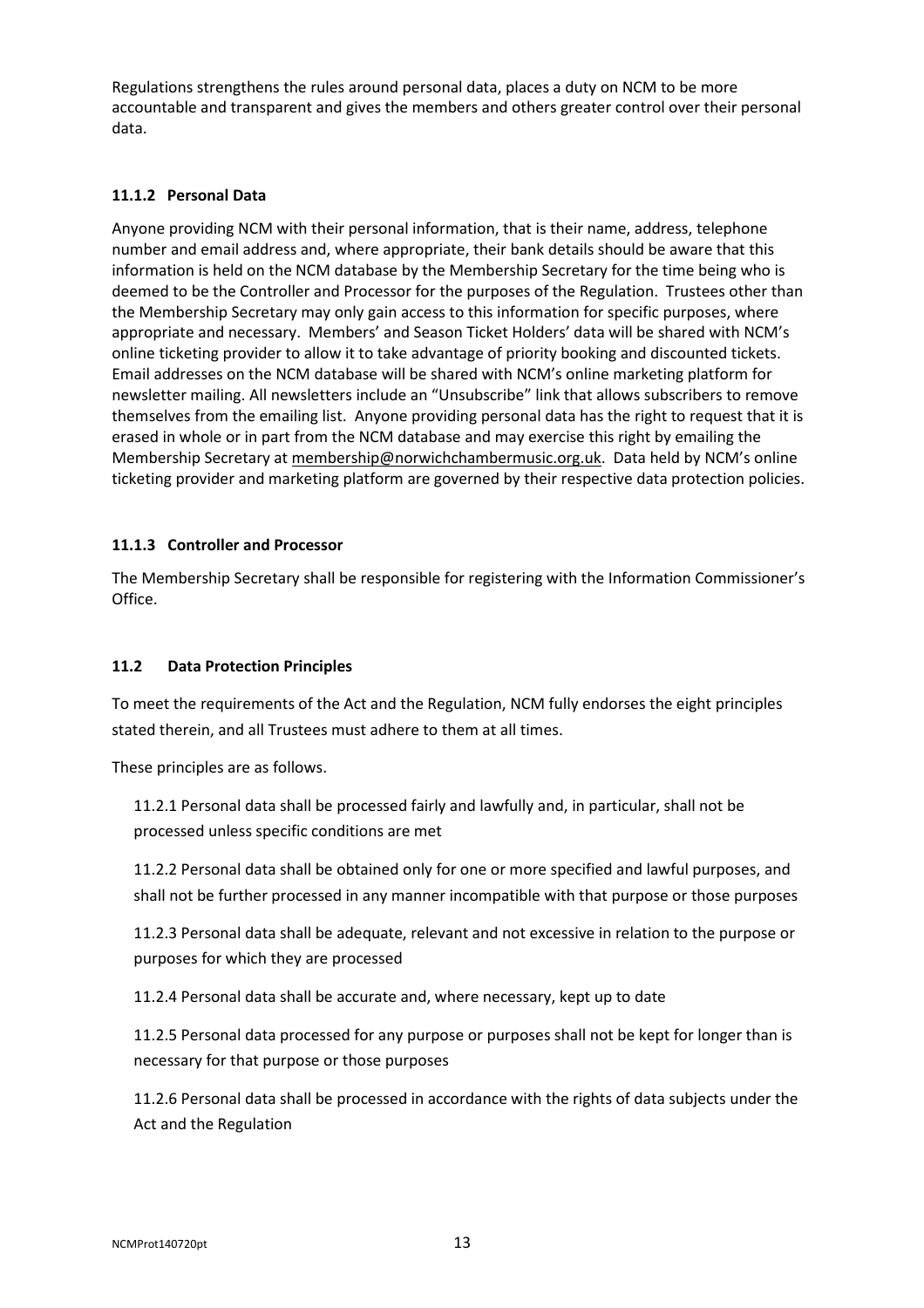Regulations strengthens the rules around personal data, places a duty on NCM to be more accountable and transparent and gives the members and others greater control over their personal data.

#### 11.1.2 Personal Data

Anyone providing NCM with their personal information, that is their name, address, telephone number and email address and, where appropriate, their bank details should be aware that this information is held on the NCM database by the Membership Secretary for the time being who is deemed to be the Controller and Processor for the purposes of the Regulation. Trustees other than the Membership Secretary may only gain access to this information for specific purposes, where appropriate and necessary. Members' and Season Ticket Holders' data will be shared with NCM's online ticketing provider to allow it to take advantage of priority booking and discounted tickets. Email addresses on the NCM database will be shared with NCM's online marketing platform for newsletter mailing. All newsletters include an "Unsubscribe" link that allows subscribers to remove themselves from the emailing list. Anyone providing personal data has the right to request that it is erased in whole or in part from the NCM database and may exercise this right by emailing the Membership Secretary at membership@norwichchambermusic.org.uk. Data held by NCM's online ticketing provider and marketing platform are governed by their respective data protection policies.

#### 11.1.3 Controller and Processor

The Membership Secretary shall be responsible for registering with the Information Commissioner's Office.

### 11.2 Data Protection Principles

To meet the requirements of the Act and the Regulation, NCM fully endorses the eight principles stated therein, and all Trustees must adhere to them at all times.

These principles are as follows.

11.2.1 Personal data shall be processed fairly and lawfully and, in particular, shall not be processed unless specific conditions are met

11.2.2 Personal data shall be obtained only for one or more specified and lawful purposes, and shall not be further processed in any manner incompatible with that purpose or those purposes

11.2.3 Personal data shall be adequate, relevant and not excessive in relation to the purpose or purposes for which they are processed

11.2.4 Personal data shall be accurate and, where necessary, kept up to date

11.2.5 Personal data processed for any purpose or purposes shall not be kept for longer than is necessary for that purpose or those purposes

11.2.6 Personal data shall be processed in accordance with the rights of data subjects under the Act and the Regulation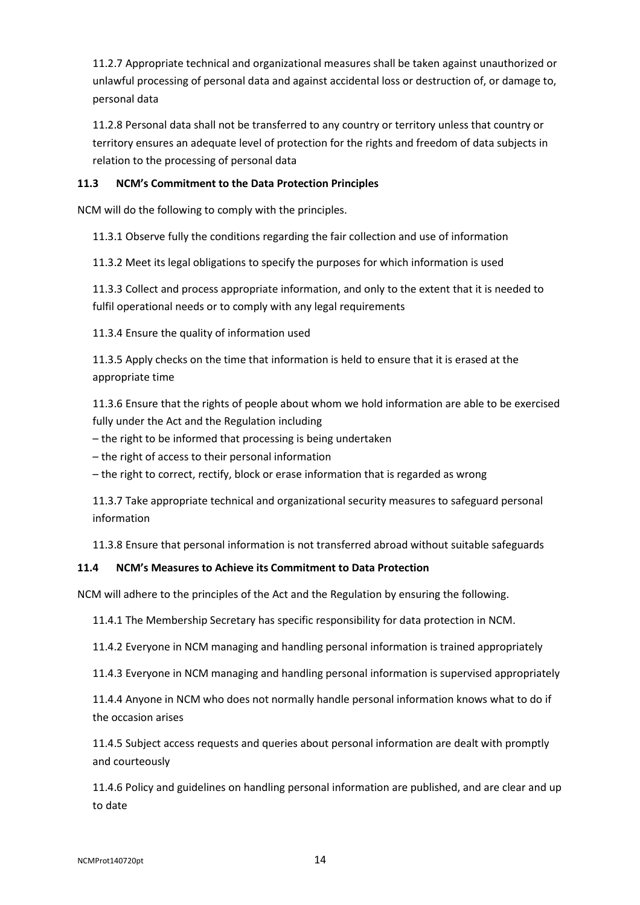11.2.7 Appropriate technical and organizational measures shall be taken against unauthorized or unlawful processing of personal data and against accidental loss or destruction of, or damage to, personal data

11.2.8 Personal data shall not be transferred to any country or territory unless that country or territory ensures an adequate level of protection for the rights and freedom of data subjects in relation to the processing of personal data

### 11.3 NCM's Commitment to the Data Protection Principles

NCM will do the following to comply with the principles.

11.3.1 Observe fully the conditions regarding the fair collection and use of information

11.3.2 Meet its legal obligations to specify the purposes for which information is used

11.3.3 Collect and process appropriate information, and only to the extent that it is needed to fulfil operational needs or to comply with any legal requirements

11.3.4 Ensure the quality of information used

11.3.5 Apply checks on the time that information is held to ensure that it is erased at the appropriate time

11.3.6 Ensure that the rights of people about whom we hold information are able to be exercised fully under the Act and the Regulation including

– the right to be informed that processing is being undertaken
– the right of access to their personal information
– the right to correct, rectify, block or erase information that is regarded as wrong

11.3.7 Take appropriate technical and organizational security measures to safeguard personal information

11.3.8 Ensure that personal information is not transferred abroad without suitable safeguards

### 11.4 NCM's Measures to Achieve its Commitment to Data Protection

NCM will adhere to the principles of the Act and the Regulation by ensuring the following.

11.4.1 The Membership Secretary has specific responsibility for data protection in NCM.

11.4.2 Everyone in NCM managing and handling personal information is trained appropriately

11.4.3 Everyone in NCM managing and handling personal information is supervised appropriately

11.4.4 Anyone in NCM who does not normally handle personal information knows what to do if the occasion arises

11.4.5 Subject access requests and queries about personal information are dealt with promptly and courteously

11.4.6 Policy and guidelines on handling personal information are published, and are clear and up to date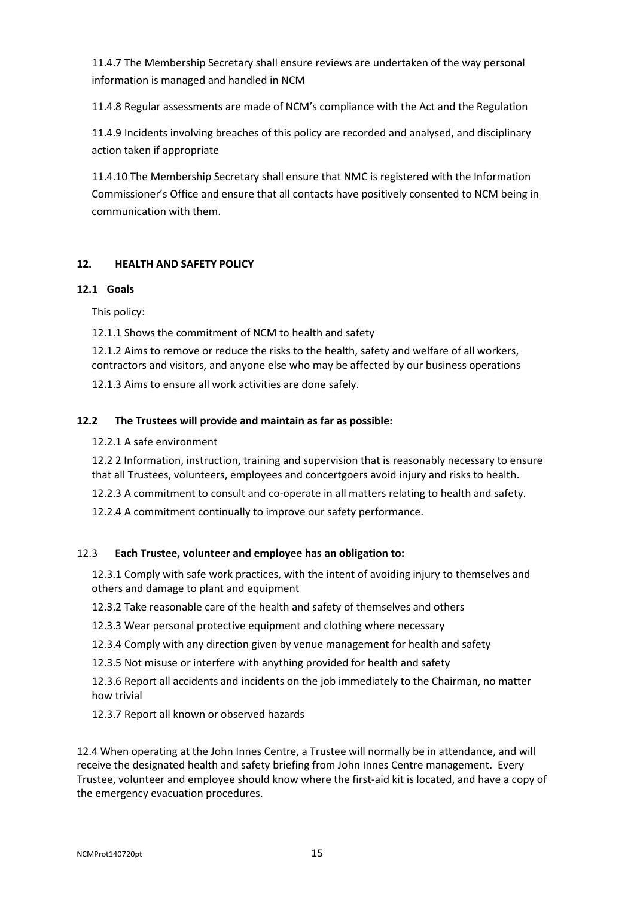11.4.7 The Membership Secretary shall ensure reviews are undertaken of the way personal information is managed and handled in NCM

11.4.8 Regular assessments are made of NCM's compliance with the Act and the Regulation

11.4.9 Incidents involving breaches of this policy are recorded and analysed, and disciplinary action taken if appropriate

11.4.10 The Membership Secretary shall ensure that NMC is registered with the Information Commissioner's Office and ensure that all contacts have positively consented to NCM being in communication with them.

## 12. HEALTH AND SAFETY POLICY

### 12.1 Goals

This policy:

12.1.1 Shows the commitment of NCM to health and safety

12.1.2 Aims to remove or reduce the risks to the health, safety and welfare of all workers, contractors and visitors, and anyone else who may be affected by our business operations

12.1.3 Aims to ensure all work activities are done safely.

### 12.2 The Trustees will provide and maintain as far as possible:

12.2.1 A safe environment

12.2 2 Information, instruction, training and supervision that is reasonably necessary to ensure that all Trustees, volunteers, employees and concertgoers avoid injury and risks to health.

12.2.3 A commitment to consult and co-operate in all matters relating to health and safety.

12.2.4 A commitment continually to improve our safety performance.

### 12.3 Each Trustee, volunteer and employee has an obligation to:

12.3.1 Comply with safe work practices, with the intent of avoiding injury to themselves and others and damage to plant and equipment

12.3.2 Take reasonable care of the health and safety of themselves and others

12.3.3 Wear personal protective equipment and clothing where necessary

12.3.4 Comply with any direction given by venue management for health and safety

12.3.5 Not misuse or interfere with anything provided for health and safety

12.3.6 Report all accidents and incidents on the job immediately to the Chairman, no matter how trivial

12.3.7 Report all known or observed hazards

12.4 When operating at the John Innes Centre, a Trustee will normally be in attendance, and will receive the designated health and safety briefing from John Innes Centre management. Every Trustee, volunteer and employee should know where the first-aid kit is located, and have a copy of the emergency evacuation procedures.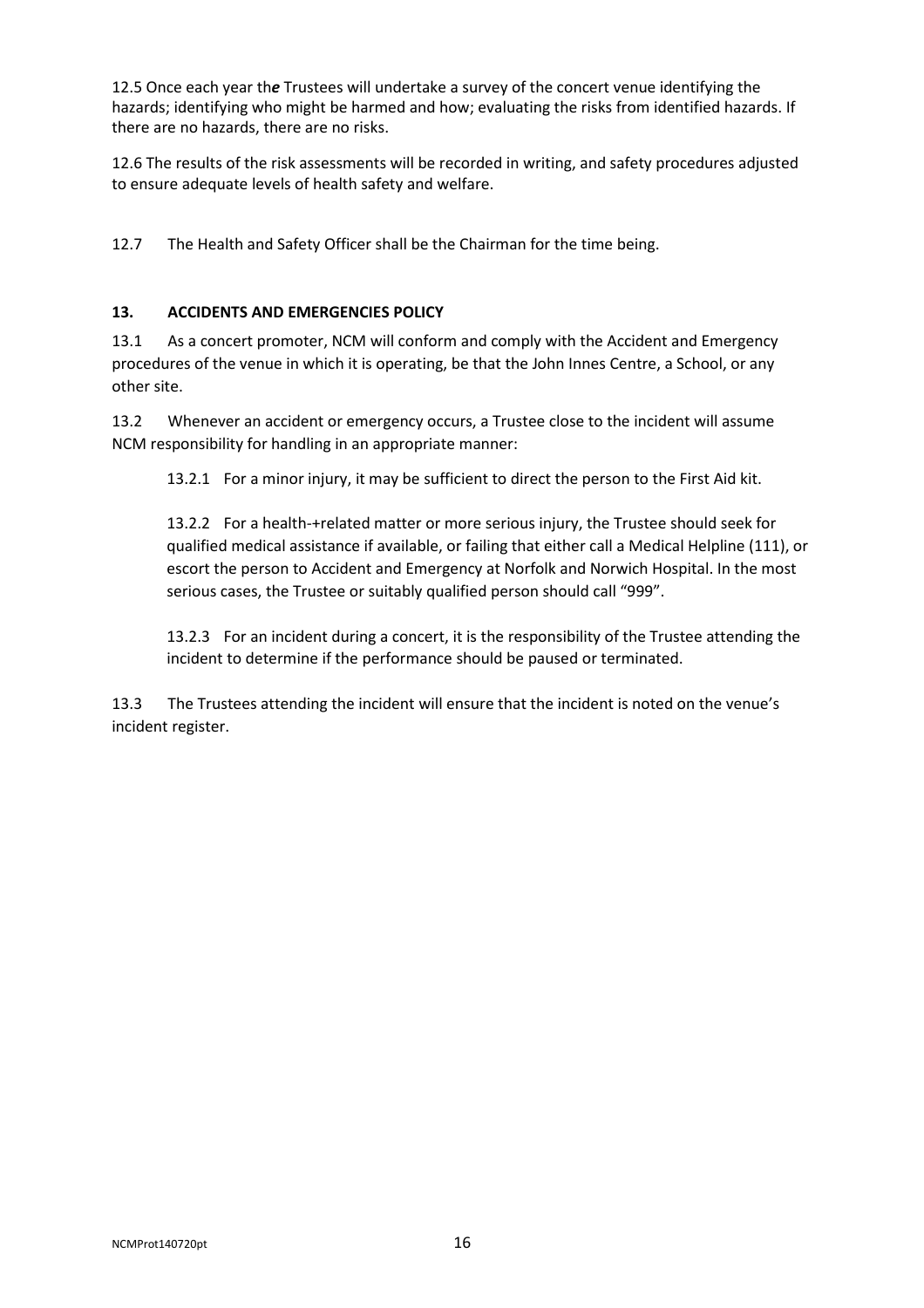12.5 Once each year th*e* Trustees will undertake a survey of the concert venue identifying the hazards; identifying who might be harmed and how; evaluating the risks from identified hazards. If there are no hazards, there are no risks.

12.6 The results of the risk assessments will be recorded in writing, and safety procedures adjusted to ensure adequate levels of health safety and welfare.

12.7 The Health and Safety Officer shall be the Chairman for the time being.

## 13. ACCIDENTS AND EMERGENCIES POLICY

13.1 As a concert promoter, NCM will conform and comply with the Accident and Emergency procedures of the venue in which it is operating, be that the John Innes Centre, a School, or any other site.

13.2 Whenever an accident or emergency occurs, a Trustee close to the incident will assume NCM responsibility for handling in an appropriate manner:

13.2.1 For a minor injury, it may be sufficient to direct the person to the First Aid kit.

13.2.2 For a health-+related matter or more serious injury, the Trustee should seek for qualified medical assistance if available, or failing that either call a Medical Helpline (111), or escort the person to Accident and Emergency at Norfolk and Norwich Hospital. In the most serious cases, the Trustee or suitably qualified person should call "999".

13.2.3 For an incident during a concert, it is the responsibility of the Trustee attending the incident to determine if the performance should be paused or terminated.

13.3 The Trustees attending the incident will ensure that the incident is noted on the venue's incident register.